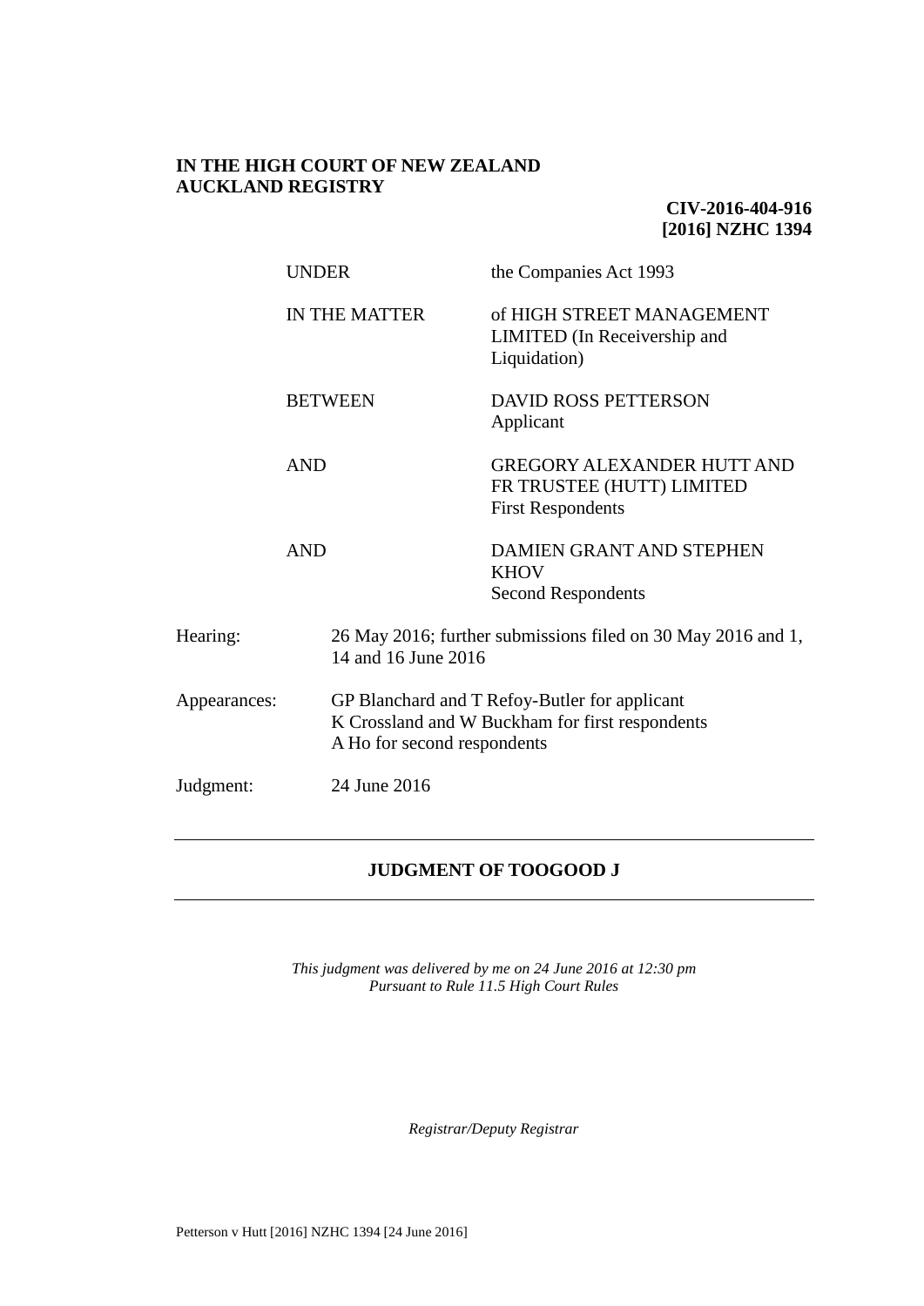**IN THE HIGH COURT OF NEW ZEALAND**
**AUCKLAND REGISTRY**

**CIV-2016-404-916**
**[2016] NZHC 1394**

| | |
|---|---|
| UNDER | the Companies Act 1993 |
| IN THE MATTER | of HIGH STREET MANAGEMENT LIMITED (In Receivership and Liquidation) |
| BETWEEN | DAVID ROSS PETTERSON<br>Applicant |
| AND | GREGORY ALEXANDER HUTT AND FR TRUSTEE (HUTT) LIMITED<br>First Respondents |
| AND | DAMIEN GRANT AND STEPHEN KHOV<br>Second Respondents |

| | |
|---|---|
| Hearing: | 26 May 2016; further submissions filed on 30 May 2016 and 1, 14 and 16 June 2016 |
| Appearances: | GP Blanchard and T Refoy-Butler for applicant<br>K Crossland and W Buckham for first respondents<br>A Ho for second respondents |
| Judgment: | 24 June 2016 |

---

## JUDGMENT OF TOOGOOD J

---

*This judgment was delivered by me on 24 June 2016 at 12:30 pm*
*Pursuant to Rule 11.5 High Court Rules*

*Registrar/Deputy Registrar*

Petterson v Hutt [2016] NZHC 1394 [24 June 2016]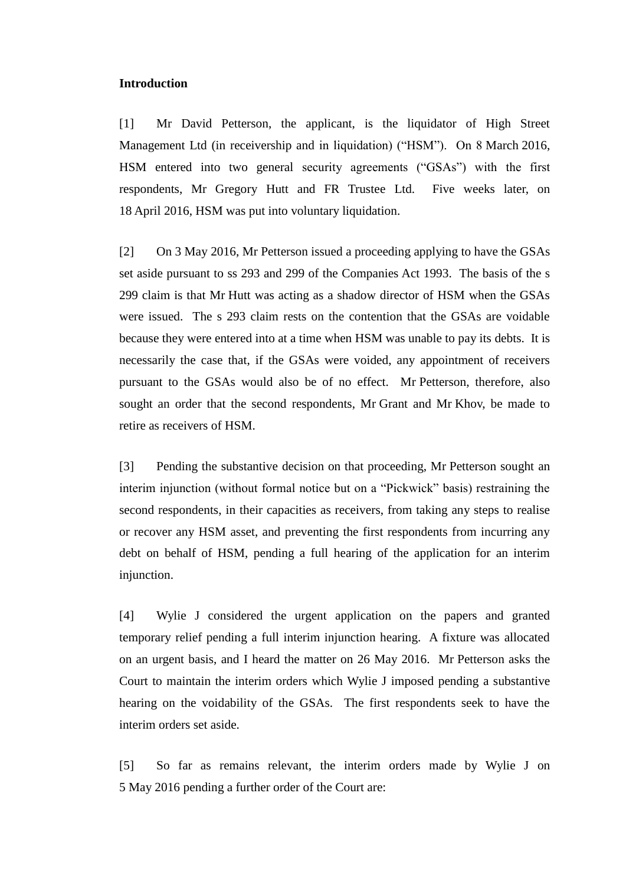**Introduction**

[1] Mr David Petterson, the applicant, is the liquidator of High Street Management Ltd (in receivership and in liquidation) ("HSM"). On 8 March 2016, HSM entered into two general security agreements ("GSAs") with the first respondents, Mr Gregory Hutt and FR Trustee Ltd. Five weeks later, on 18 April 2016, HSM was put into voluntary liquidation.

[2] On 3 May 2016, Mr Petterson issued a proceeding applying to have the GSAs set aside pursuant to ss 293 and 299 of the Companies Act 1993. The basis of the s 299 claim is that Mr Hutt was acting as a shadow director of HSM when the GSAs were issued. The s 293 claim rests on the contention that the GSAs are voidable because they were entered into at a time when HSM was unable to pay its debts. It is necessarily the case that, if the GSAs were voided, any appointment of receivers pursuant to the GSAs would also be of no effect. Mr Petterson, therefore, also sought an order that the second respondents, Mr Grant and Mr Khov, be made to retire as receivers of HSM.

[3] Pending the substantive decision on that proceeding, Mr Petterson sought an interim injunction (without formal notice but on a "Pickwick" basis) restraining the second respondents, in their capacities as receivers, from taking any steps to realise or recover any HSM asset, and preventing the first respondents from incurring any debt on behalf of HSM, pending a full hearing of the application for an interim injunction.

[4] Wylie J considered the urgent application on the papers and granted temporary relief pending a full interim injunction hearing. A fixture was allocated on an urgent basis, and I heard the matter on 26 May 2016. Mr Petterson asks the Court to maintain the interim orders which Wylie J imposed pending a substantive hearing on the voidability of the GSAs. The first respondents seek to have the interim orders set aside.

[5] So far as remains relevant, the interim orders made by Wylie J on 5 May 2016 pending a further order of the Court are: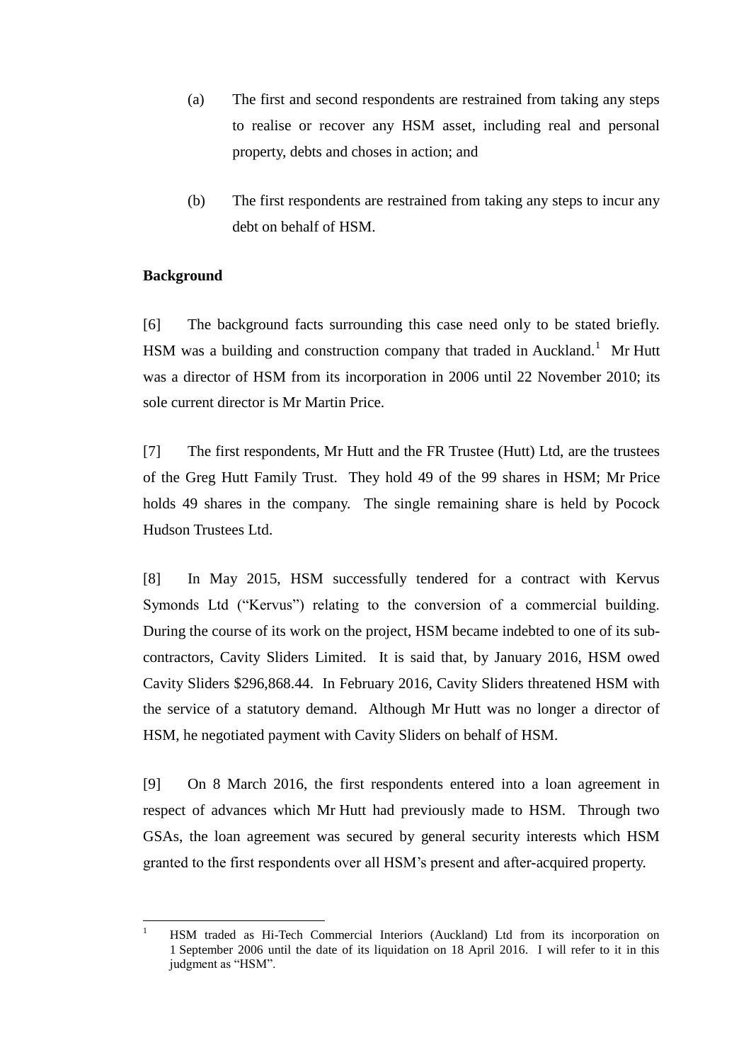(a) The first and second respondents are restrained from taking any steps to realise or recover any HSM asset, including real and personal property, debts and choses in action; and

(b) The first respondents are restrained from taking any steps to incur any debt on behalf of HSM.

**Background**

[6] The background facts surrounding this case need only to be stated briefly. HSM was a building and construction company that traded in Auckland.[1] Mr Hutt was a director of HSM from its incorporation in 2006 until 22 November 2010; its sole current director is Mr Martin Price.

[7] The first respondents, Mr Hutt and the FR Trustee (Hutt) Ltd, are the trustees of the Greg Hutt Family Trust. They hold 49 of the 99 shares in HSM; Mr Price holds 49 shares in the company. The single remaining share is held by Pocock Hudson Trustees Ltd.

[8] In May 2015, HSM successfully tendered for a contract with Kervus Symonds Ltd ("Kervus") relating to the conversion of a commercial building. During the course of its work on the project, HSM became indebted to one of its sub-contractors, Cavity Sliders Limited. It is said that, by January 2016, HSM owed Cavity Sliders $296,868.44. In February 2016, Cavity Sliders threatened HSM with the service of a statutory demand. Although Mr Hutt was no longer a director of HSM, he negotiated payment with Cavity Sliders on behalf of HSM.

[9] On 8 March 2016, the first respondents entered into a loan agreement in respect of advances which Mr Hutt had previously made to HSM. Through two GSAs, the loan agreement was secured by general security interests which HSM granted to the first respondents over all HSM's present and after-acquired property.

---

[1] HSM traded as Hi-Tech Commercial Interiors (Auckland) Ltd from its incorporation on 1 September 2006 until the date of its liquidation on 18 April 2016. I will refer to it in this judgment as "HSM".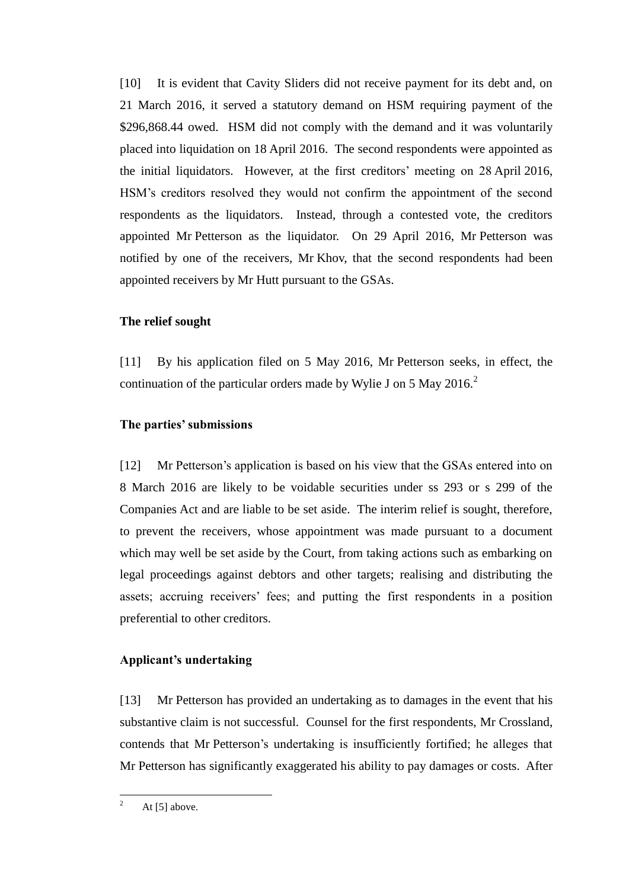[10] It is evident that Cavity Sliders did not receive payment for its debt and, on 21 March 2016, it served a statutory demand on HSM requiring payment of the $296,868.44 owed. HSM did not comply with the demand and it was voluntarily placed into liquidation on 18 April 2016. The second respondents were appointed as the initial liquidators. However, at the first creditors' meeting on 28 April 2016, HSM's creditors resolved they would not confirm the appointment of the second respondents as the liquidators. Instead, through a contested vote, the creditors appointed Mr Petterson as the liquidator. On 29 April 2016, Mr Petterson was notified by one of the receivers, Mr Khov, that the second respondents had been appointed receivers by Mr Hutt pursuant to the GSAs.

**The relief sought**

[11] By his application filed on 5 May 2016, Mr Petterson seeks, in effect, the continuation of the particular orders made by Wylie J on 5 May 2016.[2]

**The parties' submissions**

[12] Mr Petterson's application is based on his view that the GSAs entered into on 8 March 2016 are likely to be voidable securities under ss 293 or s 299 of the Companies Act and are liable to be set aside. The interim relief is sought, therefore, to prevent the receivers, whose appointment was made pursuant to a document which may well be set aside by the Court, from taking actions such as embarking on legal proceedings against debtors and other targets; realising and distributing the assets; accruing receivers' fees; and putting the first respondents in a position preferential to other creditors.

**Applicant's undertaking**

[13] Mr Petterson has provided an undertaking as to damages in the event that his substantive claim is not successful. Counsel for the first respondents, Mr Crossland, contends that Mr Petterson's undertaking is insufficiently fortified; he alleges that Mr Petterson has significantly exaggerated his ability to pay damages or costs. After

---

[2] At [5] above.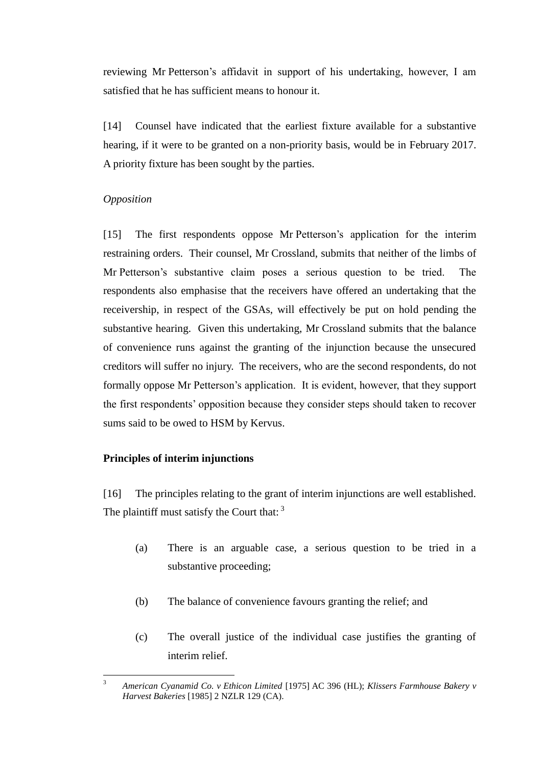reviewing Mr Petterson's affidavit in support of his undertaking, however, I am satisfied that he has sufficient means to honour it.

[14] Counsel have indicated that the earliest fixture available for a substantive hearing, if it were to be granted on a non-priority basis, would be in February 2017. A priority fixture has been sought by the parties.

*Opposition*

[15] The first respondents oppose Mr Petterson's application for the interim restraining orders. Their counsel, Mr Crossland, submits that neither of the limbs of Mr Petterson's substantive claim poses a serious question to be tried. The respondents also emphasise that the receivers have offered an undertaking that the receivership, in respect of the GSAs, will effectively be put on hold pending the substantive hearing. Given this undertaking, Mr Crossland submits that the balance of convenience runs against the granting of the injunction because the unsecured creditors will suffer no injury. The receivers, who are the second respondents, do not formally oppose Mr Petterson's application. It is evident, however, that they support the first respondents' opposition because they consider steps should taken to recover sums said to be owed to HSM by Kervus.

**Principles of interim injunctions**

[16] The principles relating to the grant of interim injunctions are well established. The plaintiff must satisfy the Court that: [3]

(a) There is an arguable case, a serious question to be tried in a substantive proceeding;

(b) The balance of convenience favours granting the relief; and

(c) The overall justice of the individual case justifies the granting of interim relief.

---

[3] *American Cyanamid Co. v Ethicon Limited* [1975] AC 396 (HL); *Klissers Farmhouse Bakery v Harvest Bakeries* [1985] 2 NZLR 129 (CA).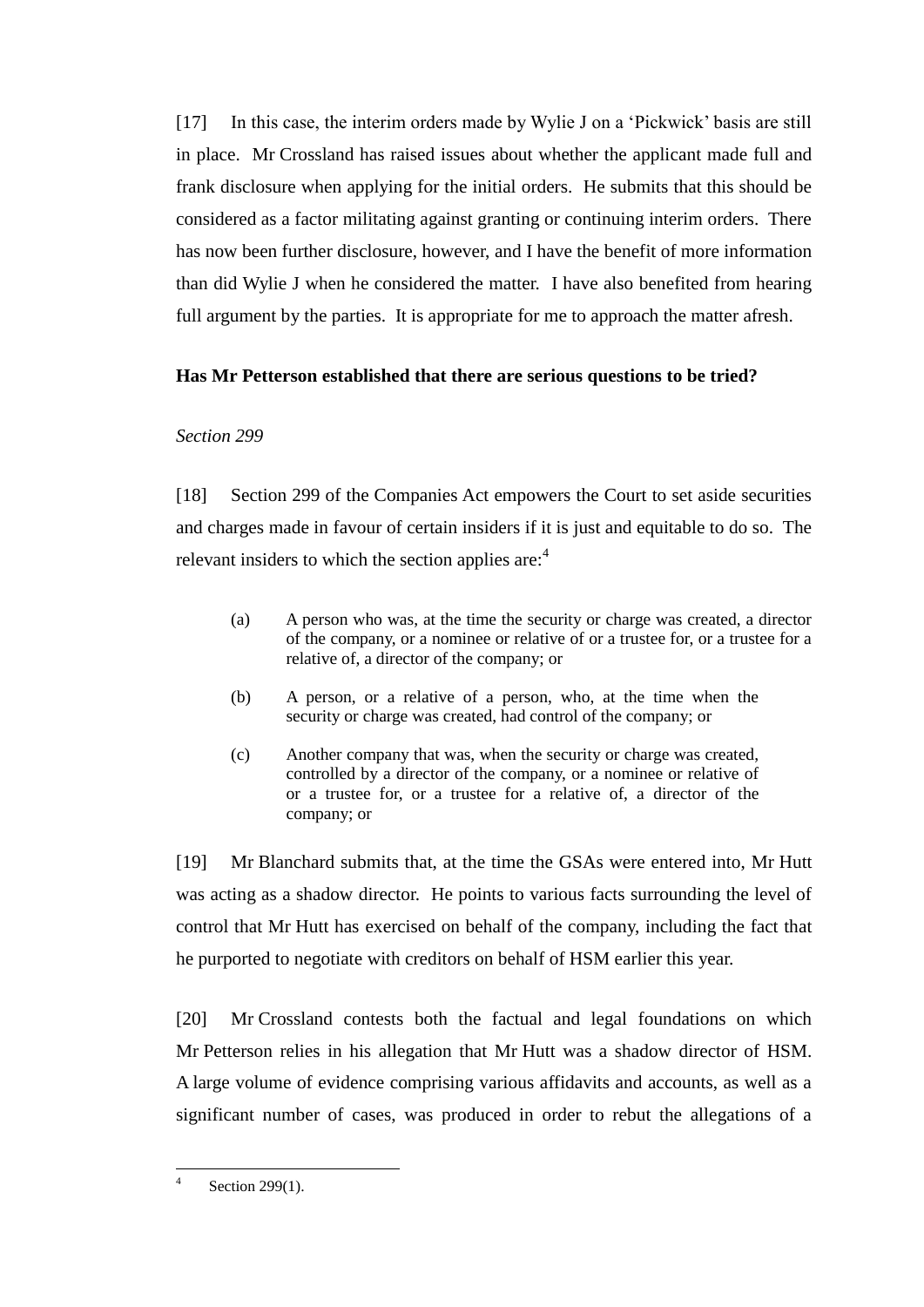[17] In this case, the interim orders made by Wylie J on a 'Pickwick' basis are still in place. Mr Crossland has raised issues about whether the applicant made full and frank disclosure when applying for the initial orders. He submits that this should be considered as a factor militating against granting or continuing interim orders. There has now been further disclosure, however, and I have the benefit of more information than did Wylie J when he considered the matter. I have also benefited from hearing full argument by the parties. It is appropriate for me to approach the matter afresh.

**Has Mr Petterson established that there are serious questions to be tried?**

*Section 299*

[18] Section 299 of the Companies Act empowers the Court to set aside securities and charges made in favour of certain insiders if it is just and equitable to do so. The relevant insiders to which the section applies are:[4]

> (a) A person who was, at the time the security or charge was created, a director of the company, or a nominee or relative of or a trustee for, or a trustee for a relative of, a director of the company; or
>
> (b) A person, or a relative of a person, who, at the time when the security or charge was created, had control of the company; or
>
> (c) Another company that was, when the security or charge was created, controlled by a director of the company, or a nominee or relative of or a trustee for, or a trustee for a relative of, a director of the company; or

[19] Mr Blanchard submits that, at the time the GSAs were entered into, Mr Hutt was acting as a shadow director. He points to various facts surrounding the level of control that Mr Hutt has exercised on behalf of the company, including the fact that he purported to negotiate with creditors on behalf of HSM earlier this year.

[20] Mr Crossland contests both the factual and legal foundations on which Mr Petterson relies in his allegation that Mr Hutt was a shadow director of HSM. A large volume of evidence comprising various affidavits and accounts, as well as a significant number of cases, was produced in order to rebut the allegations of a

[4] Section 299(1).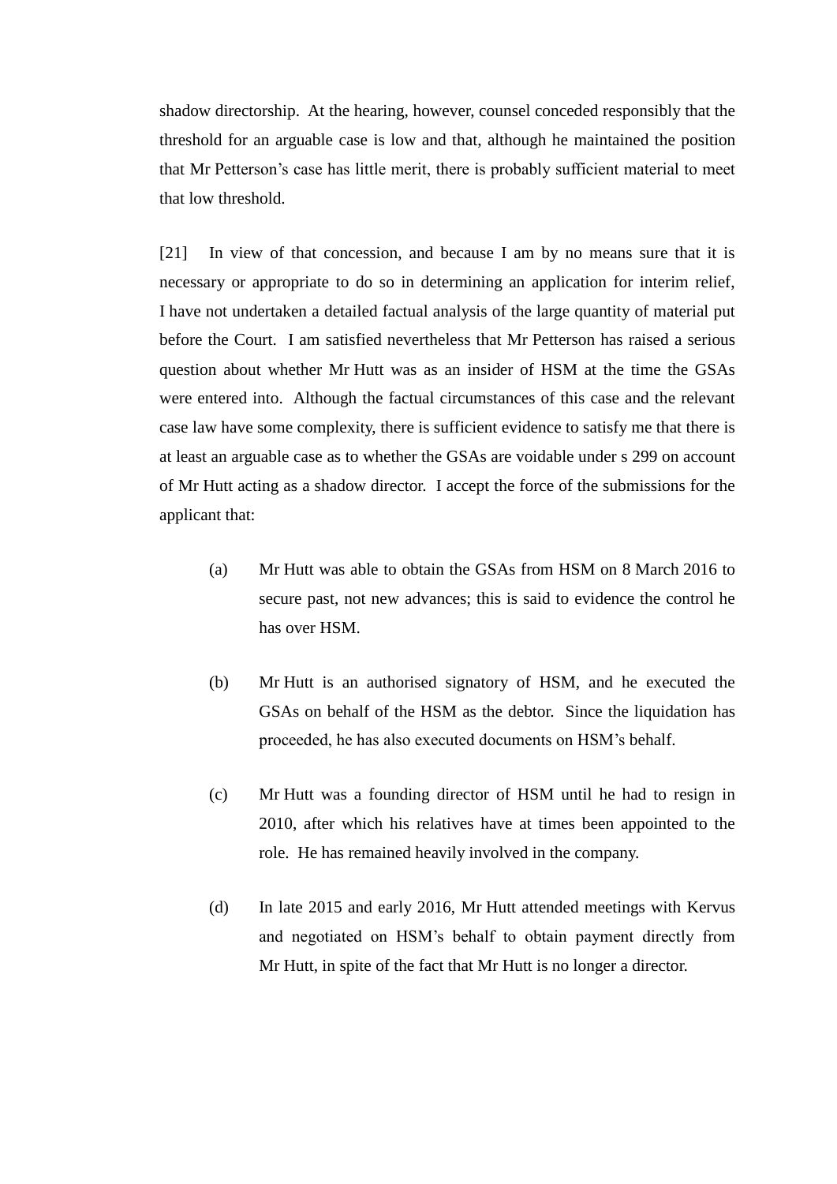shadow directorship. At the hearing, however, counsel conceded responsibly that the threshold for an arguable case is low and that, although he maintained the position that Mr Petterson's case has little merit, there is probably sufficient material to meet that low threshold.

[21] In view of that concession, and because I am by no means sure that it is necessary or appropriate to do so in determining an application for interim relief, I have not undertaken a detailed factual analysis of the large quantity of material put before the Court. I am satisfied nevertheless that Mr Petterson has raised a serious question about whether Mr Hutt was as an insider of HSM at the time the GSAs were entered into. Although the factual circumstances of this case and the relevant case law have some complexity, there is sufficient evidence to satisfy me that there is at least an arguable case as to whether the GSAs are voidable under s 299 on account of Mr Hutt acting as a shadow director. I accept the force of the submissions for the applicant that:

(a) Mr Hutt was able to obtain the GSAs from HSM on 8 March 2016 to secure past, not new advances; this is said to evidence the control he has over HSM.

(b) Mr Hutt is an authorised signatory of HSM, and he executed the GSAs on behalf of the HSM as the debtor. Since the liquidation has proceeded, he has also executed documents on HSM's behalf.

(c) Mr Hutt was a founding director of HSM until he had to resign in 2010, after which his relatives have at times been appointed to the role. He has remained heavily involved in the company.

(d) In late 2015 and early 2016, Mr Hutt attended meetings with Kervus and negotiated on HSM's behalf to obtain payment directly from Mr Hutt, in spite of the fact that Mr Hutt is no longer a director.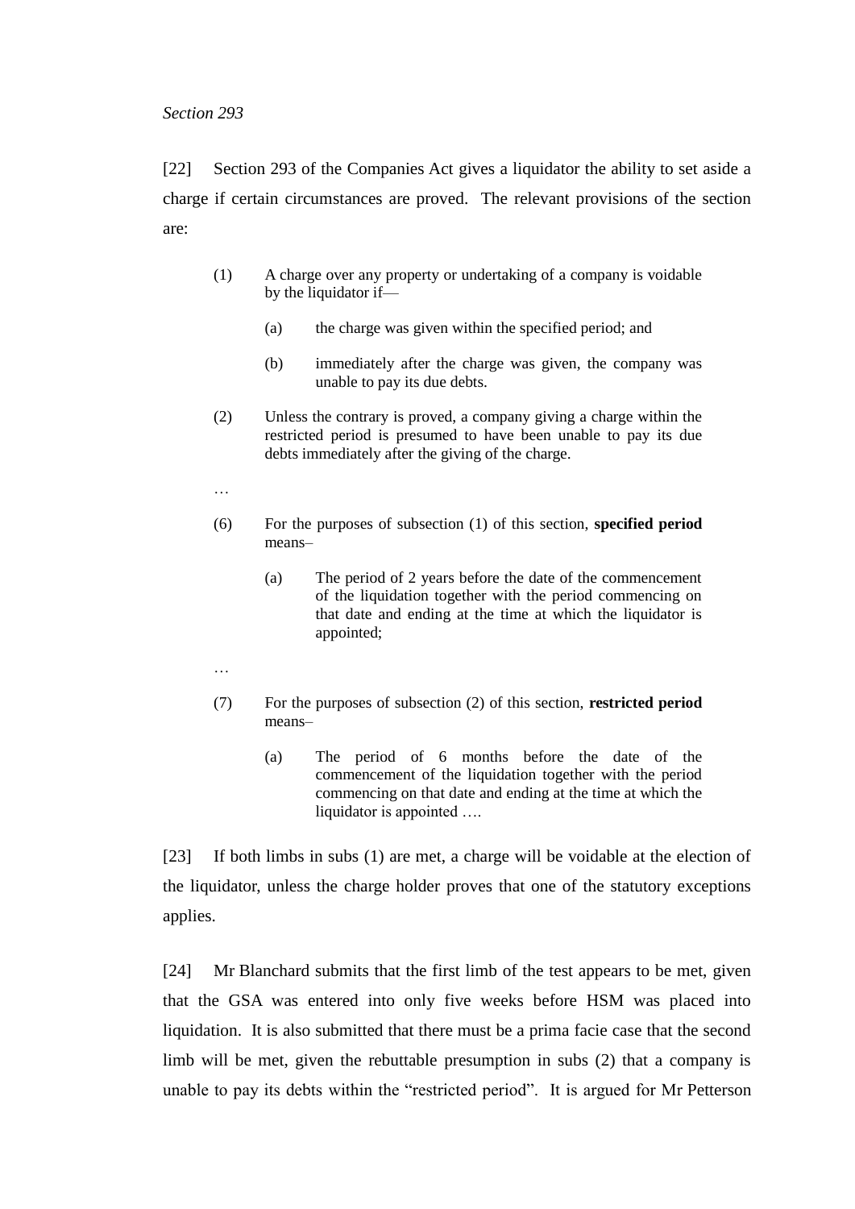*Section 293*

[22] Section 293 of the Companies Act gives a liquidator the ability to set aside a charge if certain circumstances are proved. The relevant provisions of the section are:

> (1) A charge over any property or undertaking of a company is voidable by the liquidator if—
>
> > (a) the charge was given within the specified period; and
> >
> > (b) immediately after the charge was given, the company was unable to pay its due debts.
>
> (2) Unless the contrary is proved, a company giving a charge within the restricted period is presumed to have been unable to pay its due debts immediately after the giving of the charge.
>
> …
>
> (6) For the purposes of subsection (1) of this section, **specified period** means–
>
> > (a) The period of 2 years before the date of the commencement of the liquidation together with the period commencing on that date and ending at the time at which the liquidator is appointed;
>
> …
>
> (7) For the purposes of subsection (2) of this section, **restricted period** means–
>
> > (a) The period of 6 months before the date of the commencement of the liquidation together with the period commencing on that date and ending at the time at which the liquidator is appointed ….

[23] If both limbs in subs (1) are met, a charge will be voidable at the election of the liquidator, unless the charge holder proves that one of the statutory exceptions applies.

[24] Mr Blanchard submits that the first limb of the test appears to be met, given that the GSA was entered into only five weeks before HSM was placed into liquidation. It is also submitted that there must be a prima facie case that the second limb will be met, given the rebuttable presumption in subs (2) that a company is unable to pay its debts within the "restricted period". It is argued for Mr Petterson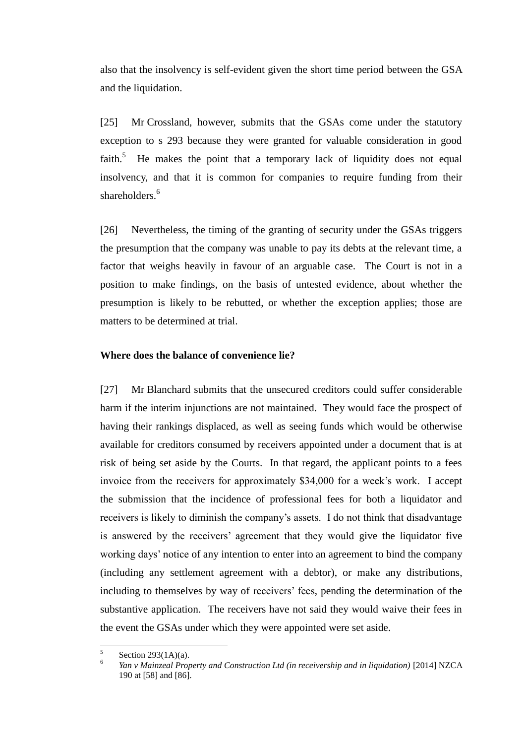also that the insolvency is self-evident given the short time period between the GSA and the liquidation.

[25] Mr Crossland, however, submits that the GSAs come under the statutory exception to s 293 because they were granted for valuable consideration in good faith.[5] He makes the point that a temporary lack of liquidity does not equal insolvency, and that it is common for companies to require funding from their shareholders.[6]

[26] Nevertheless, the timing of the granting of security under the GSAs triggers the presumption that the company was unable to pay its debts at the relevant time, a factor that weighs heavily in favour of an arguable case. The Court is not in a position to make findings, on the basis of untested evidence, about whether the presumption is likely to be rebutted, or whether the exception applies; those are matters to be determined at trial.

**Where does the balance of convenience lie?**

[27] Mr Blanchard submits that the unsecured creditors could suffer considerable harm if the interim injunctions are not maintained. They would face the prospect of having their rankings displaced, as well as seeing funds which would be otherwise available for creditors consumed by receivers appointed under a document that is at risk of being set aside by the Courts. In that regard, the applicant points to a fees invoice from the receivers for approximately $34,000 for a week's work. I accept the submission that the incidence of professional fees for both a liquidator and receivers is likely to diminish the company's assets. I do not think that disadvantage is answered by the receivers' agreement that they would give the liquidator five working days' notice of any intention to enter into an agreement to bind the company (including any settlement agreement with a debtor), or make any distributions, including to themselves by way of receivers' fees, pending the determination of the substantive application. The receivers have not said they would waive their fees in the event the GSAs under which they were appointed were set aside.

---

[5] Section 293(1A)(a).

[6] *Yan v Mainzeal Property and Construction Ltd (in receivership and in liquidation)* [2014] NZCA 190 at [58] and [86].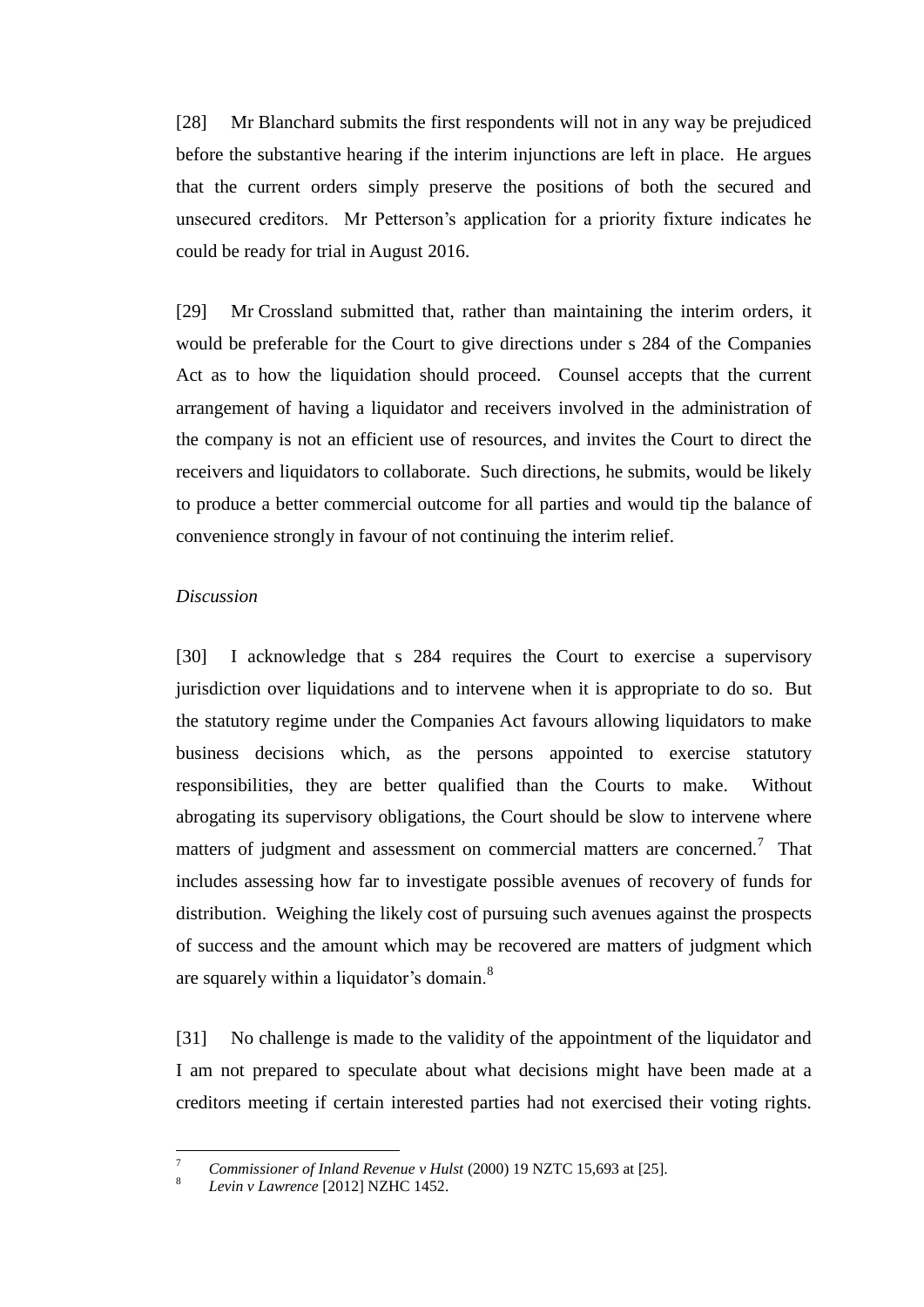[28] Mr Blanchard submits the first respondents will not in any way be prejudiced before the substantive hearing if the interim injunctions are left in place. He argues that the current orders simply preserve the positions of both the secured and unsecured creditors. Mr Petterson's application for a priority fixture indicates he could be ready for trial in August 2016.

[29] Mr Crossland submitted that, rather than maintaining the interim orders, it would be preferable for the Court to give directions under s 284 of the Companies Act as to how the liquidation should proceed. Counsel accepts that the current arrangement of having a liquidator and receivers involved in the administration of the company is not an efficient use of resources, and invites the Court to direct the receivers and liquidators to collaborate. Such directions, he submits, would be likely to produce a better commercial outcome for all parties and would tip the balance of convenience strongly in favour of not continuing the interim relief.

*Discussion*

[30] I acknowledge that s 284 requires the Court to exercise a supervisory jurisdiction over liquidations and to intervene when it is appropriate to do so. But the statutory regime under the Companies Act favours allowing liquidators to make business decisions which, as the persons appointed to exercise statutory responsibilities, they are better qualified than the Courts to make. Without abrogating its supervisory obligations, the Court should be slow to intervene where matters of judgment and assessment on commercial matters are concerned.[7] That includes assessing how far to investigate possible avenues of recovery of funds for distribution. Weighing the likely cost of pursuing such avenues against the prospects of success and the amount which may be recovered are matters of judgment which are squarely within a liquidator's domain.[8]

[31] No challenge is made to the validity of the appointment of the liquidator and I am not prepared to speculate about what decisions might have been made at a creditors meeting if certain interested parties had not exercised their voting rights.

---

[7] *Commissioner of Inland Revenue v Hulst* (2000) 19 NZTC 15,693 at [25].

[8] *Levin v Lawrence* [2012] NZHC 1452.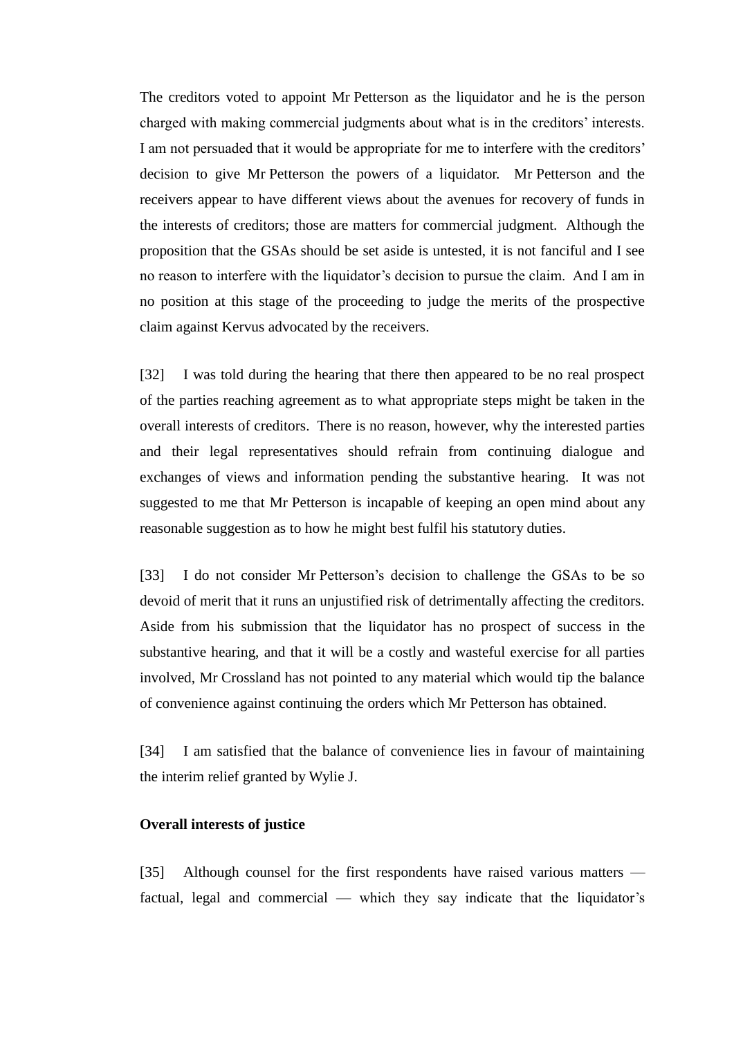The creditors voted to appoint Mr Petterson as the liquidator and he is the person charged with making commercial judgments about what is in the creditors' interests. I am not persuaded that it would be appropriate for me to interfere with the creditors' decision to give Mr Petterson the powers of a liquidator. Mr Petterson and the receivers appear to have different views about the avenues for recovery of funds in the interests of creditors; those are matters for commercial judgment. Although the proposition that the GSAs should be set aside is untested, it is not fanciful and I see no reason to interfere with the liquidator's decision to pursue the claim. And I am in no position at this stage of the proceeding to judge the merits of the prospective claim against Kervus advocated by the receivers.

[32] I was told during the hearing that there then appeared to be no real prospect of the parties reaching agreement as to what appropriate steps might be taken in the overall interests of creditors. There is no reason, however, why the interested parties and their legal representatives should refrain from continuing dialogue and exchanges of views and information pending the substantive hearing. It was not suggested to me that Mr Petterson is incapable of keeping an open mind about any reasonable suggestion as to how he might best fulfil his statutory duties.

[33] I do not consider Mr Petterson's decision to challenge the GSAs to be so devoid of merit that it runs an unjustified risk of detrimentally affecting the creditors. Aside from his submission that the liquidator has no prospect of success in the substantive hearing, and that it will be a costly and wasteful exercise for all parties involved, Mr Crossland has not pointed to any material which would tip the balance of convenience against continuing the orders which Mr Petterson has obtained.

[34] I am satisfied that the balance of convenience lies in favour of maintaining the interim relief granted by Wylie J.

**Overall interests of justice**

[35] Although counsel for the first respondents have raised various matters — factual, legal and commercial — which they say indicate that the liquidator's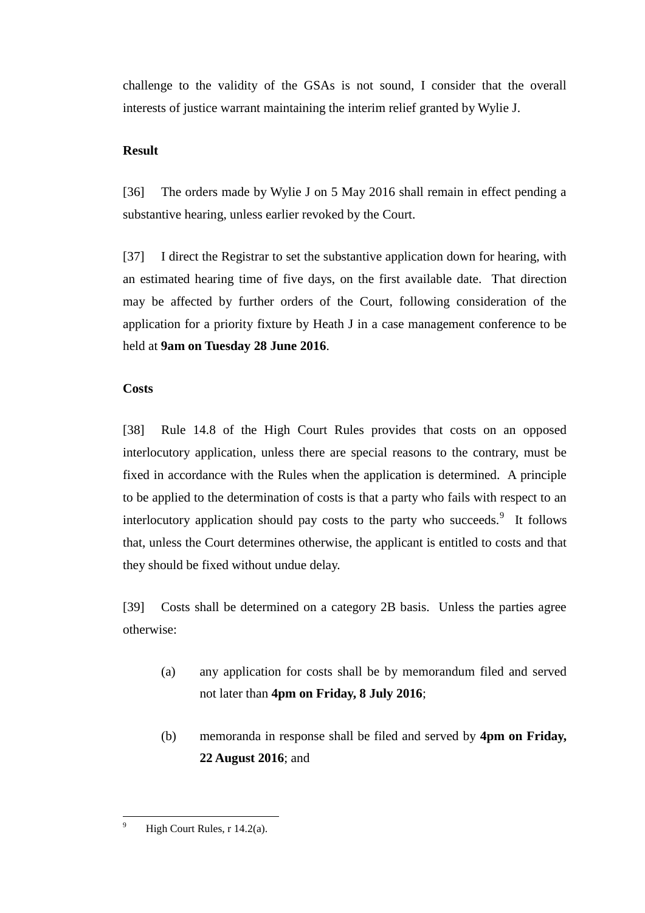challenge to the validity of the GSAs is not sound, I consider that the overall interests of justice warrant maintaining the interim relief granted by Wylie J.

**Result**

[36] The orders made by Wylie J on 5 May 2016 shall remain in effect pending a substantive hearing, unless earlier revoked by the Court.

[37] I direct the Registrar to set the substantive application down for hearing, with an estimated hearing time of five days, on the first available date. That direction may be affected by further orders of the Court, following consideration of the application for a priority fixture by Heath J in a case management conference to be held at **9am on Tuesday 28 June 2016**.

**Costs**

[38] Rule 14.8 of the High Court Rules provides that costs on an opposed interlocutory application, unless there are special reasons to the contrary, must be fixed in accordance with the Rules when the application is determined. A principle to be applied to the determination of costs is that a party who fails with respect to an interlocutory application should pay costs to the party who succeeds.[9] It follows that, unless the Court determines otherwise, the applicant is entitled to costs and that they should be fixed without undue delay.

[39] Costs shall be determined on a category 2B basis. Unless the parties agree otherwise:

(a) any application for costs shall be by memorandum filed and served not later than **4pm on Friday, 8 July 2016**;

(b) memoranda in response shall be filed and served by **4pm on Friday, 22 August 2016**; and

---

[9] High Court Rules, r 14.2(a).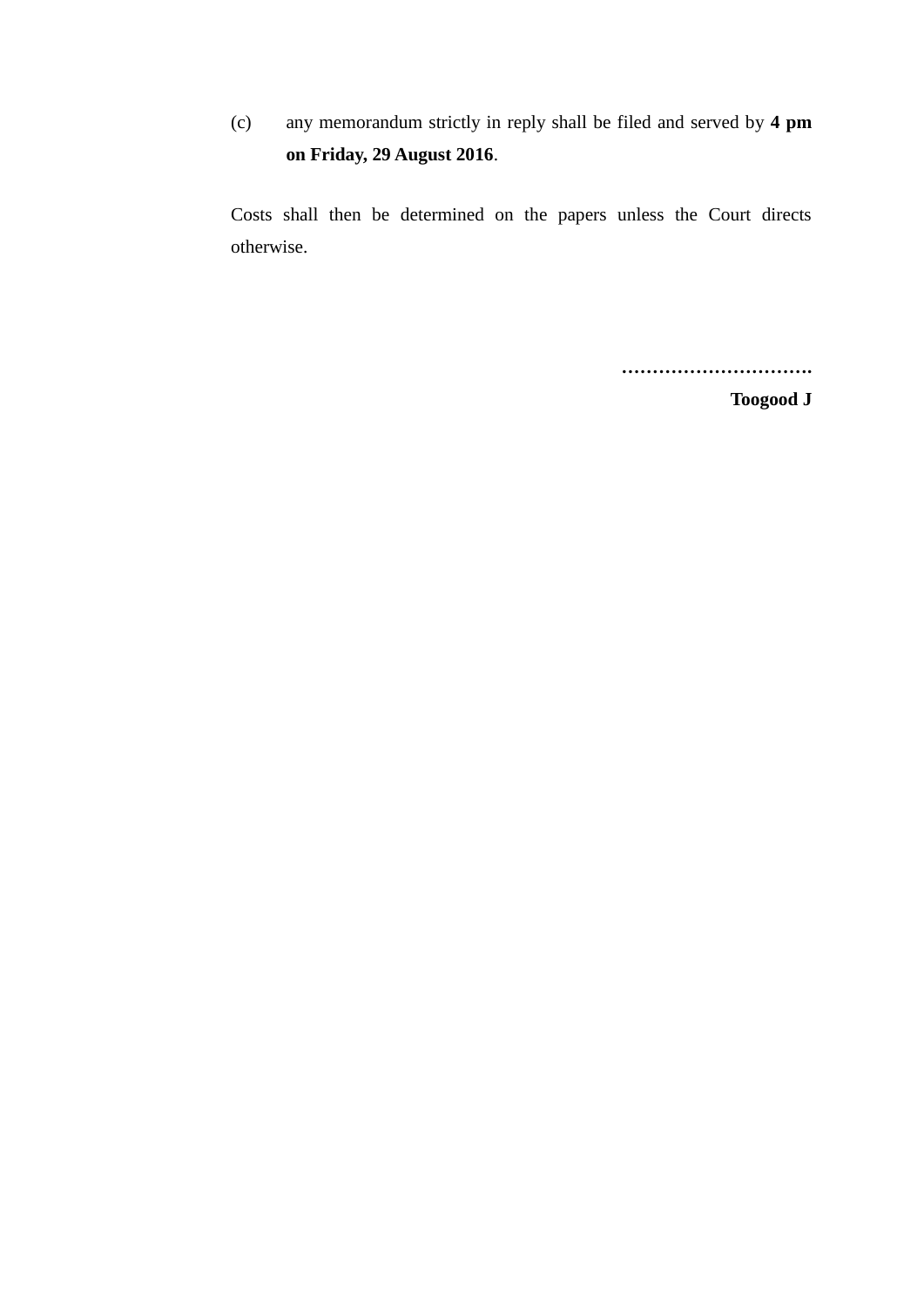(c) any memorandum strictly in reply shall be filed and served by **4 pm on Friday, 29 August 2016**.

Costs shall then be determined on the papers unless the Court directs otherwise.

**…………………………. Toogood J**